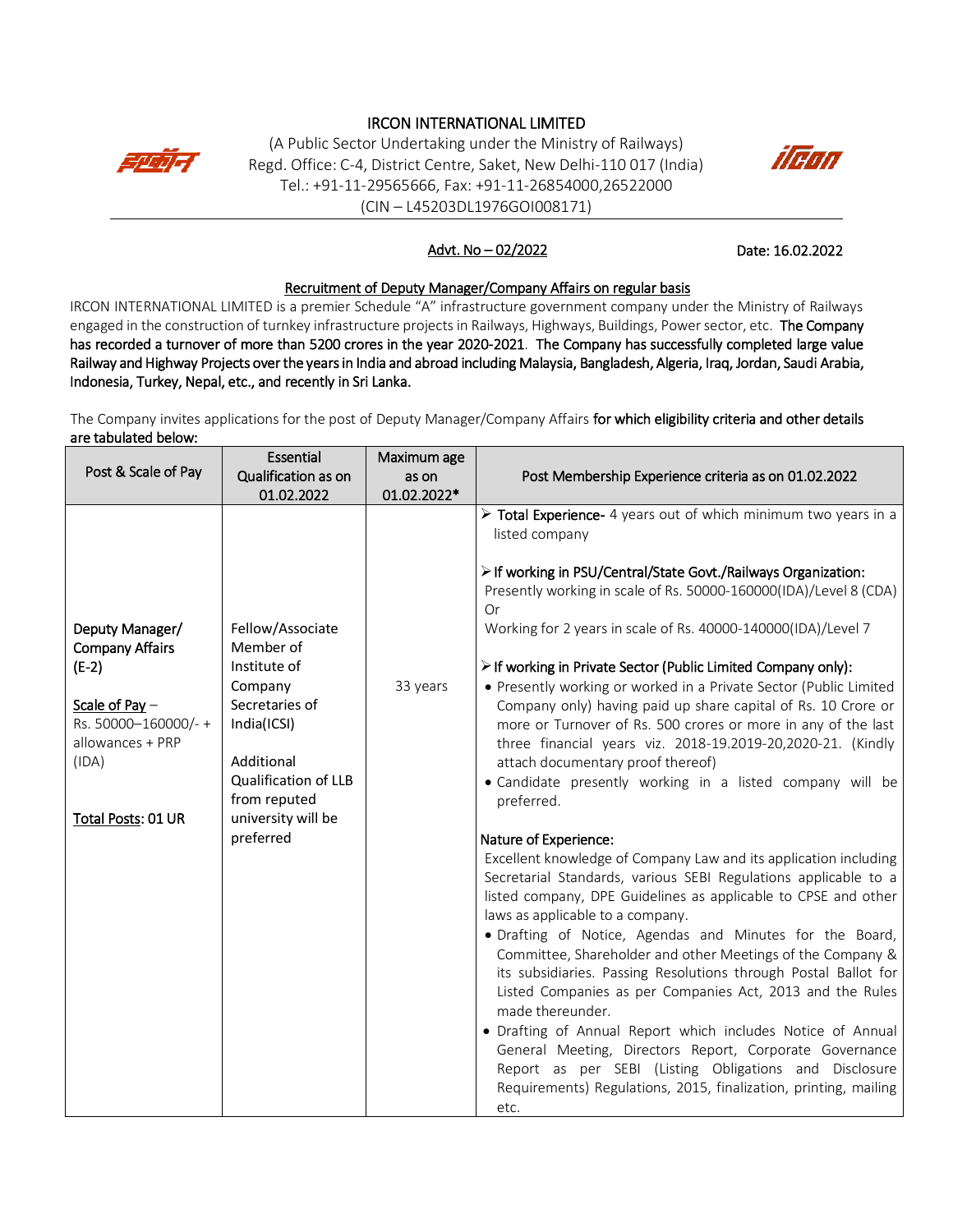# IRCON INTERNATIONAL LIMITED

(A Public Sector Undertaking under the Ministry of Railways)
Regd. Office: C-4, District Centre, Saket, New Delhi-110 017 (India)
Tel.: +91-11-29565666, Fax: +91-11-26854000,26522000
(CIN – L45203DL1976GOI008171)

**Advt. No – 02/2022** **Date: 16.02.2022**

## Recruitment of Deputy Manager/Company Affairs on regular basis

IRCON INTERNATIONAL LIMITED is a premier Schedule "A" infrastructure government company under the Ministry of Railways engaged in the construction of turnkey infrastructure projects in Railways, Highways, Buildings, Power sector, etc. **The Company has recorded a turnover of more than 5200 crores in the year 2020-2021. The Company has successfully completed large value Railway and Highway Projects over the years in India and abroad including Malaysia, Bangladesh, Algeria, Iraq, Jordan, Saudi Arabia, Indonesia, Turkey, Nepal, etc., and recently in Sri Lanka.**

The Company invites applications for the post of Deputy Manager/Company Affairs **for which eligibility criteria and other details are tabulated below:**

| Post & Scale of Pay | Essential Qualification as on 01.02.2022 | Maximum age as on 01.02.2022* | Post Membership Experience criteria as on 01.02.2022 |
|---|---|---|---|
| **Deputy Manager/ Company Affairs (E-2)**<br><br>Scale of Pay – Rs. 50000–160000/- + allowances + PRP (IDA)<br><br>**Total Posts: 01 UR** | Fellow/Associate Member of Institute of Company Secretaries of India(ICSI)<br><br>Additional Qualification of LLB from reputed university will be preferred | 33 years | ➢ **Total Experience-** 4 years out of which minimum two years in a listed company<br><br>➢ **If working in PSU/Central/State Govt./Railways Organization:**<br>Presently working in scale of Rs. 50000-160000(IDA)/Level 8 (CDA)<br>Or<br>Working for 2 years in scale of Rs. 40000-140000(IDA)/Level 7<br><br>➢ **If working in Private Sector (Public Limited Company only):**<br>• Presently working or worked in a Private Sector (Public Limited Company only) having paid up share capital of Rs. 10 Crore or more or Turnover of Rs. 500 crores or more in any of the last three financial years viz. 2018-19.2019-20,2020-21. (Kindly attach documentary proof thereof)<br>• Candidate presently working in a listed company will be preferred.<br><br>**Nature of Experience:**<br>Excellent knowledge of Company Law and its application including Secretarial Standards, various SEBI Regulations applicable to a listed company, DPE Guidelines as applicable to CPSE and other laws as applicable to a company.<br>• Drafting of Notice, Agendas and Minutes for the Board, Committee, Shareholder and other Meetings of the Company & its subsidiaries. Passing Resolutions through Postal Ballot for Listed Companies as per Companies Act, 2013 and the Rules made thereunder.<br>• Drafting of Annual Report which includes Notice of Annual General Meeting, Directors Report, Corporate Governance Report as per SEBI (Listing Obligations and Disclosure Requirements) Regulations, 2015, finalization, printing, mailing etc. |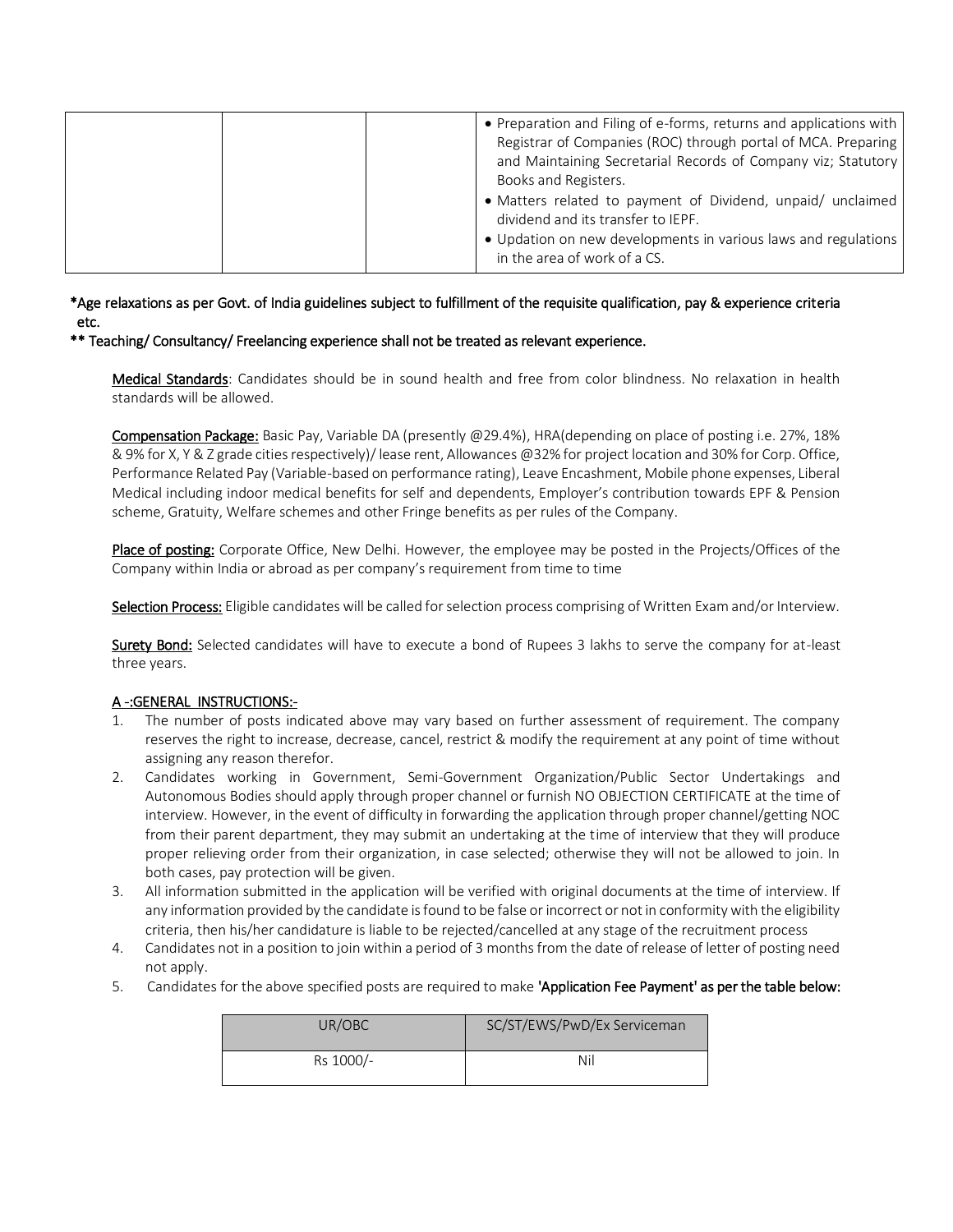| | | | • Preparation and Filing of e-forms, returns and applications with Registrar of Companies (ROC) through portal of MCA. Preparing and Maintaining Secretarial Records of Company viz; Statutory Books and Registers.<br>• Matters related to payment of Dividend, unpaid/ unclaimed dividend and its transfer to IEPF.<br>• Updation on new developments in various laws and regulations in the area of work of a CS. |
|---|---|---|---|

*Age relaxations as per Govt. of India guidelines subject to fulfillment of the requisite qualification, pay & experience criteria etc.

** Teaching/ Consultancy/ Freelancing experience shall not be treated as relevant experience.

**Medical Standards**: Candidates should be in sound health and free from color blindness. No relaxation in health standards will be allowed.

**Compensation Package:** Basic Pay, Variable DA (presently @29.4%), HRA(depending on place of posting i.e. 27%, 18% & 9% for X, Y & Z grade cities respectively)/ lease rent, Allowances @32% for project location and 30% for Corp. Office, Performance Related Pay (Variable-based on performance rating), Leave Encashment, Mobile phone expenses, Liberal Medical including indoor medical benefits for self and dependents, Employer's contribution towards EPF & Pension scheme, Gratuity, Welfare schemes and other Fringe benefits as per rules of the Company.

**Place of posting:** Corporate Office, New Delhi. However, the employee may be posted in the Projects/Offices of the Company within India or abroad as per company's requirement from time to time

**Selection Process:** Eligible candidates will be called for selection process comprising of Written Exam and/or Interview.

**Surety Bond:** Selected candidates will have to execute a bond of Rupees 3 lakhs to serve the company for at-least three years.

**A -:GENERAL INSTRUCTIONS:-**

1. The number of posts indicated above may vary based on further assessment of requirement. The company reserves the right to increase, decrease, cancel, restrict & modify the requirement at any point of time without assigning any reason therefor.
2. Candidates working in Government, Semi-Government Organization/Public Sector Undertakings and Autonomous Bodies should apply through proper channel or furnish NO OBJECTION CERTIFICATE at the time of interview. However, in the event of difficulty in forwarding the application through proper channel/getting NOC from their parent department, they may submit an undertaking at the time of interview that they will produce proper relieving order from their organization, in case selected; otherwise they will not be allowed to join. In both cases, pay protection will be given.
3. All information submitted in the application will be verified with original documents at the time of interview. If any information provided by the candidate is found to be false or incorrect or not in conformity with the eligibility criteria, then his/her candidature is liable to be rejected/cancelled at any stage of the recruitment process
4. Candidates not in a position to join within a period of 3 months from the date of release of letter of posting need not apply.
5. Candidates for the above specified posts are required to make 'Application Fee Payment' as per the table below:

| UR/OBC | SC/ST/EWS/PwD/Ex Serviceman |
|---|---|
| Rs 1000/- | Nil |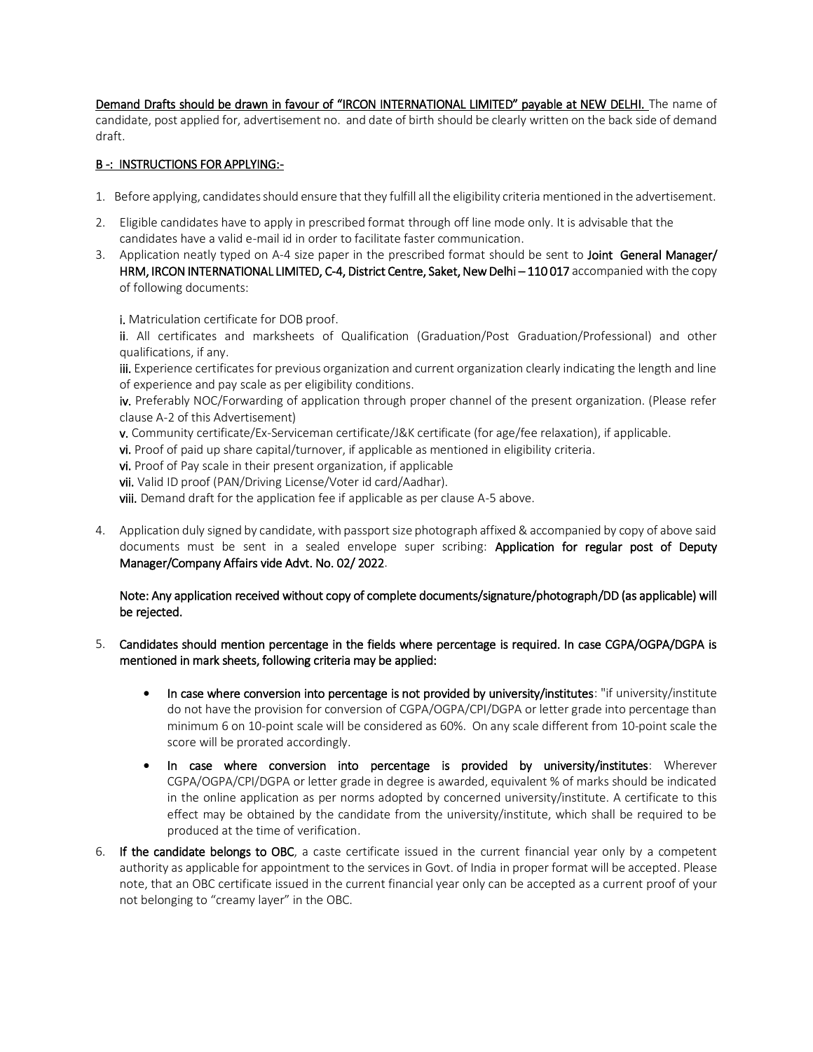Demand Drafts should be drawn in favour of "IRCON INTERNATIONAL LIMITED" payable at NEW DELHI. The name of candidate, post applied for, advertisement no. and date of birth should be clearly written on the back side of demand draft.

## B -: INSTRUCTIONS FOR APPLYING:-

1. Before applying, candidates should ensure that they fulfill all the eligibility criteria mentioned in the advertisement.
2. Eligible candidates have to apply in prescribed format through off line mode only. It is advisable that the candidates have a valid e-mail id in order to facilitate faster communication.
3. Application neatly typed on A-4 size paper in the prescribed format should be sent to **Joint General Manager/ HRM, IRCON INTERNATIONAL LIMITED, C-4, District Centre, Saket, New Delhi – 110 017** accompanied with the copy of following documents:

   **i.** Matriculation certificate for DOB proof.
   **ii**. All certificates and marksheets of Qualification (Graduation/Post Graduation/Professional) and other qualifications, if any.
   **iii.** Experience certificates for previous organization and current organization clearly indicating the length and line of experience and pay scale as per eligibility conditions.
   **iv.** Preferably NOC/Forwarding of application through proper channel of the present organization. (Please refer clause A-2 of this Advertisement)
   **v.** Community certificate/Ex-Serviceman certificate/J&K certificate (for age/fee relaxation), if applicable.
   **vi.** Proof of paid up share capital/turnover, if applicable as mentioned in eligibility criteria.
   **vi.** Proof of Pay scale in their present organization, if applicable
   **vii.** Valid ID proof (PAN/Driving License/Voter id card/Aadhar).
   **viii.** Demand draft for the application fee if applicable as per clause A-5 above.

4. Application duly signed by candidate, with passport size photograph affixed & accompanied by copy of above said documents must be sent in a sealed envelope super scribing: **Application for regular post of Deputy Manager/Company Affairs vide Advt. No. 02/ 2022**.

   **Note: Any application received without copy of complete documents/signature/photograph/DD (as applicable) will be rejected.**

5. **Candidates should mention percentage in the fields where percentage is required. In case CGPA/OGPA/DGPA is mentioned in mark sheets, following criteria may be applied:**
   - **In case where conversion into percentage is not provided by university/institutes**: "if university/institute do not have the provision for conversion of CGPA/OGPA/CPI/DGPA or letter grade into percentage than minimum 6 on 10-point scale will be considered as 60%. On any scale different from 10-point scale the score will be prorated accordingly.
   - **In case where conversion into percentage is provided by university/institutes**: Wherever CGPA/OGPA/CPI/DGPA or letter grade in degree is awarded, equivalent % of marks should be indicated in the online application as per norms adopted by concerned university/institute. A certificate to this effect may be obtained by the candidate from the university/institute, which shall be required to be produced at the time of verification.
6. **If the candidate belongs to OBC**, a caste certificate issued in the current financial year only by a competent authority as applicable for appointment to the services in Govt. of India in proper format will be accepted. Please note, that an OBC certificate issued in the current financial year only can be accepted as a current proof of your not belonging to "creamy layer" in the OBC.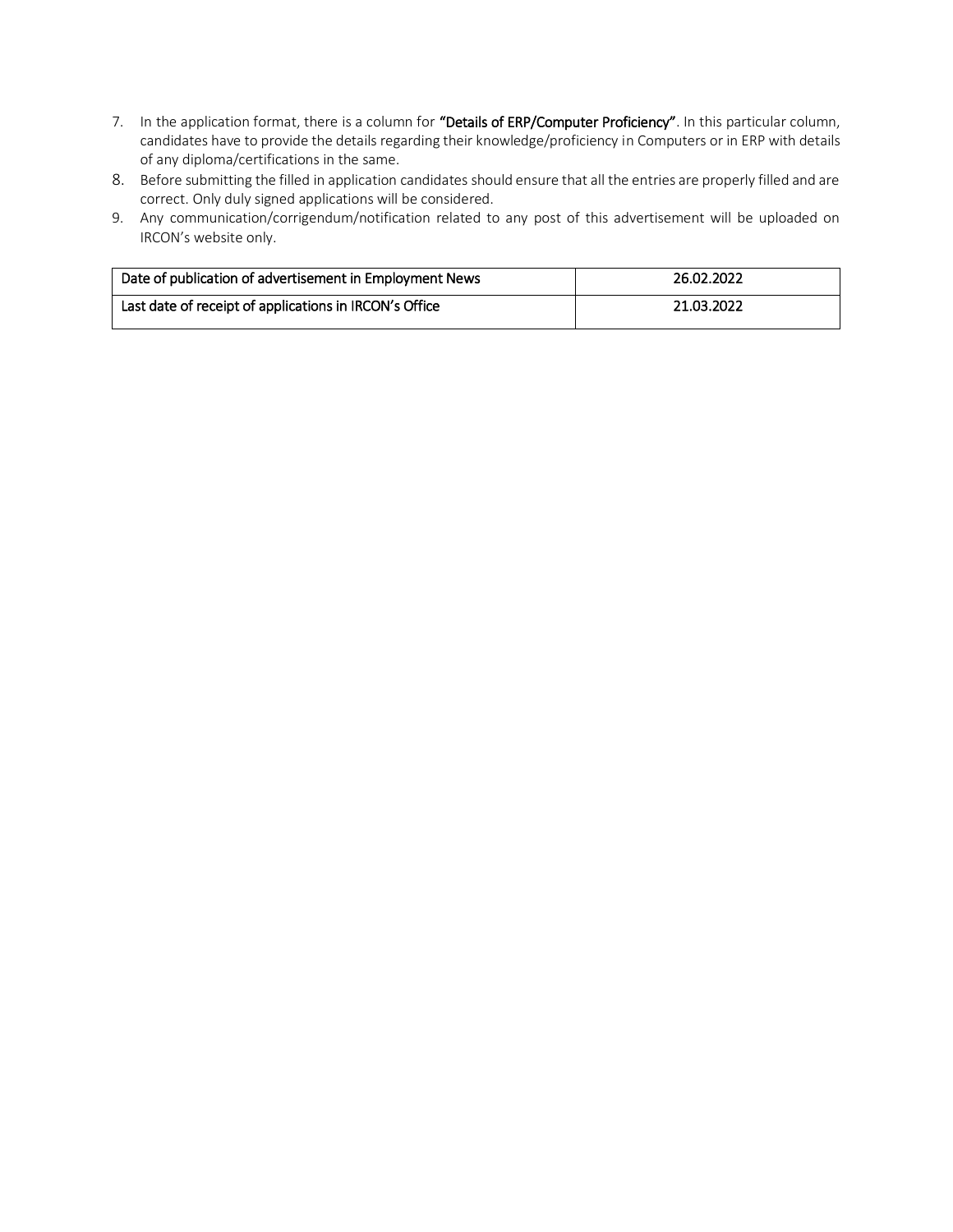7. In the application format, there is a column for **"Details of ERP/Computer Proficiency"**. In this particular column, candidates have to provide the details regarding their knowledge/proficiency in Computers or in ERP with details of any diploma/certifications in the same.
8. Before submitting the filled in application candidates should ensure that all the entries are properly filled and are correct. Only duly signed applications will be considered.
9. Any communication/corrigendum/notification related to any post of this advertisement will be uploaded on IRCON's website only.

| | |
|---|---|
| Date of publication of advertisement in Employment News | 26.02.2022 |
| Last date of receipt of applications in IRCON's Office | 21.03.2022 |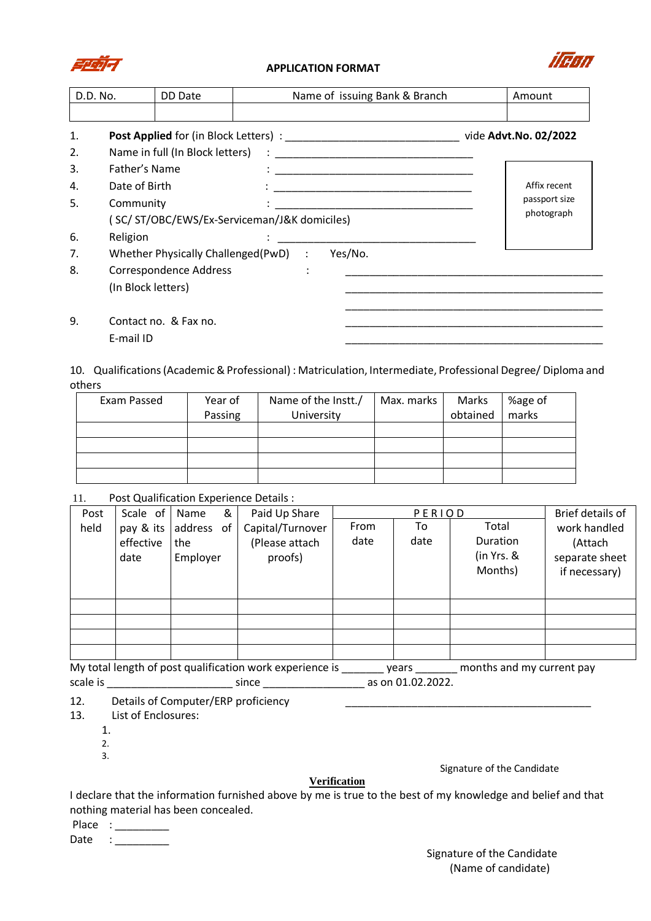# APPLICATION FORMAT

| D.D. No. | DD Date | Name of issuing Bank & Branch | Amount |
|---|---|---|---|
| | | | |

1. **Post Applied** for (in Block Letters) : ______________________________ vide **Advt.No. 02/2022**
2. Name in full (In Block letters) : ________________________________
3. Father's Name : ________________________________
4. Date of Birth : ________________________________
5. Community : ________________________________
   ( SC/ ST/OBC/EWS/Ex-Serviceman/J&K domiciles)
6. Religion : ________________________________
7. Whether Physically Challenged(PwD) : Yes/No.
8. Correspondence Address : ________________________________
   (In Block letters) ________________________________
   ________________________________
9. Contact no. & Fax no. ________________________________
   E-mail ID ________________________________

Affix recent passport size photograph

10. Qualifications (Academic & Professional) : Matriculation, Intermediate, Professional Degree/ Diploma and others

| Exam Passed | Year of Passing | Name of the Instt./ University | Max. marks | Marks obtained | %age of marks |
|---|---|---|---|---|---|
| | | | | | |
| | | | | | |
| | | | | | |
| | | | | | |

11. Post Qualification Experience Details :

| Post held | Scale of pay & its effective date | Name & address of the Employer | Paid Up Share Capital/Turnover (Please attach proofs) | PERIOD | | | Brief details of work handled (Attach separate sheet if necessary) |
|---|---|---|---|---|---|---|---|
| | | | | From date | To date | Total Duration (in Yrs. & Months) | |
| | | | | | | | |
| | | | | | | | |
| | | | | | | | |
| | | | | | | | |

My total length of post qualification work experience is _______ years _______ months and my current pay scale is _____________________ since _________________ as on 01.02.2022.

12. Details of Computer/ERP proficiency ________________________________
13. List of Enclosures:
    1.
    2.
    3.

Signature of the Candidate

**Verification**

I declare that the information furnished above by me is true to the best of my knowledge and belief and that nothing material has been concealed.

Place : _________

Date : _________

Signature of the Candidate
(Name of candidate)